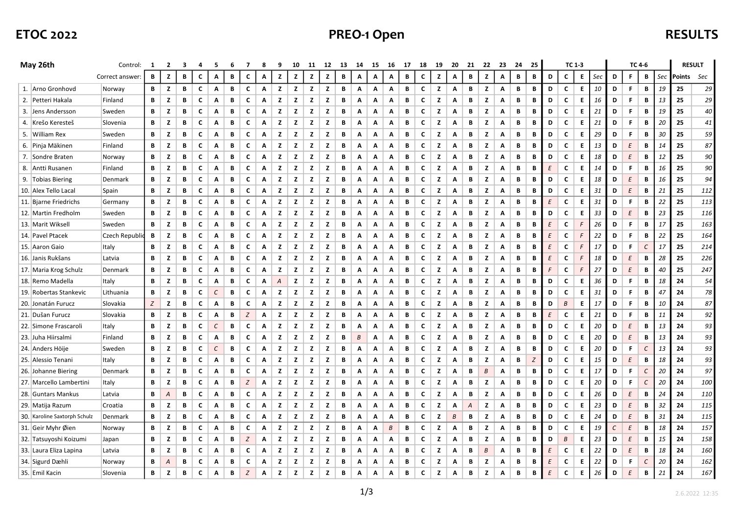# ETOC 2022

## PREO-1 Open

## RESULTS

| May 26th | | Control: | 1 | 2 | 3 | 4 | 5 | 6 | 7 | 8 | 9 | 10 | 11 | 12 | 13 | 14 | 15 | 16 | 17 | 18 | 19 | 20 | 21 | 22 | 23 | 24 | 25 | TC 1-3 | | | | TC 4-6 | | | | RESULT | |
|---|---|---|---|---|---|---|---|---|---|---|---|---|---|---|---|---|---|---|---|---|---|---|---|---|---|---|---|---|---|---|---|---|---|---|---|---|---|
| | | Correct answer: | B | Z | B | C | A | B | C | A | Z | Z | Z | Z | B | A | A | A | B | C | Z | A | B | Z | A | B | B | D | C | E | Sec | D | F | B | Sec | Points | Sec |
| 1. | Arno Gronhovd | Norway | B | Z | B | C | A | B | C | A | Z | Z | Z | Z | B | A | A | A | B | C | Z | A | B | Z | A | B | B | D | C | E | 10 | D | F | B | 19 | 25 | 29 |
| 2. | Petteri Hakala | Finland | B | Z | B | C | A | B | C | A | Z | Z | Z | Z | B | A | A | A | B | C | Z | A | B | Z | A | B | B | D | C | E | 16 | D | F | B | 13 | 25 | 29 |
| 3. | Jens Andersson | Sweden | B | Z | B | C | A | B | C | A | Z | Z | Z | Z | B | A | A | A | B | C | Z | A | B | Z | A | B | B | D | C | E | 21 | D | F | B | 19 | 25 | 40 |
| 4. | Krešo Kerešteš | Slovenia | B | Z | B | C | A | B | C | A | Z | Z | Z | Z | B | A | A | A | B | C | Z | A | B | Z | A | B | B | D | C | E | 21 | D | F | B | 20 | 25 | 41 |
| 5. | William Rex | Sweden | B | Z | B | C | A | B | C | A | Z | Z | Z | Z | B | A | A | A | B | C | Z | A | B | Z | A | B | B | D | C | E | 29 | D | F | B | 30 | 25 | 59 |
| 6. | Pinja Mäkinen | Finland | B | Z | B | C | A | B | C | A | Z | Z | Z | Z | B | A | A | A | B | C | Z | A | B | Z | A | B | B | D | C | E | 13 | D | *E* | B | 14 | 25 | 87 |
| 7. | Sondre Braten | Norway | B | Z | B | C | A | B | C | A | Z | Z | Z | Z | B | A | A | A | B | C | Z | A | B | Z | A | B | B | D | C | E | 18 | D | *E* | B | 12 | 25 | 90 |
| 8. | Antti Rusanen | Finland | B | Z | B | C | A | B | C | A | Z | Z | Z | Z | B | A | A | A | B | C | Z | A | B | Z | A | B | B | *E* | C | E | 14 | D | F | B | 16 | 25 | 90 |
| 9. | Tobias Biering | Denmark | B | Z | B | C | A | B | C | A | Z | Z | Z | Z | B | A | A | A | B | C | Z | A | B | Z | A | B | B | D | C | E | 18 | D | *E* | B | 16 | 25 | 94 |
| 10. | Alex Tello Lacal | Spain | B | Z | B | C | A | B | C | A | Z | Z | Z | Z | B | A | A | A | B | C | Z | A | B | Z | A | B | B | D | C | E | 31 | D | *E* | B | 21 | 25 | 112 |
| 11. | Bjarne Friedrichs | Germany | B | Z | B | C | A | B | C | A | Z | Z | Z | Z | B | A | A | A | B | C | Z | A | B | Z | A | B | B | *E* | C | E | 31 | D | F | B | 22 | 25 | 113 |
| 12. | Martin Fredholm | Sweden | B | Z | B | C | A | B | C | A | Z | Z | Z | Z | B | A | A | A | B | C | Z | A | B | Z | A | B | B | D | C | E | 33 | D | *E* | B | 23 | 25 | 116 |
| 13. | Marit Wiksell | Sweden | B | Z | B | C | A | B | C | A | Z | Z | Z | Z | B | A | A | A | B | C | Z | A | B | Z | A | B | B | *E* | C | *F* | 26 | D | F | B | 17 | 25 | 163 |
| 14. | Pavel Ptacek | Czech Republic | B | Z | B | C | A | B | C | A | Z | Z | Z | Z | B | A | A | A | B | C | Z | A | B | Z | A | B | B | *E* | C | *F* | 22 | D | F | B | 22 | 25 | 164 |
| 15. | Aaron Gaio | Italy | B | Z | B | C | A | B | C | A | Z | Z | Z | Z | B | A | A | A | B | C | Z | A | B | Z | A | B | B | *E* | C | *F* | 17 | D | F | *C* | 17 | 25 | 214 |
| 16. | Janis Rukšans | Latvia | B | Z | B | C | A | B | C | A | Z | Z | Z | Z | B | A | A | A | B | C | Z | A | B | Z | A | B | B | *E* | C | *F* | 18 | D | *E* | B | 28 | 25 | 226 |
| 17. | Maria Krog Schulz | Denmark | B | Z | B | C | A | B | C | A | Z | Z | Z | Z | B | A | A | A | B | C | Z | A | B | Z | A | B | B | *F* | C | *F* | 27 | D | *E* | B | 40 | 25 | 247 |
| 18. | Remo Madella | Italy | B | Z | B | C | A | B | C | A | *A* | Z | Z | Z | B | A | A | A | B | C | Z | A | B | Z | A | B | B | D | C | E | 36 | D | F | B | 18 | 24 | 54 |
| 19. | Robertas Stankevic | Lithuania | B | Z | B | C | *C* | B | C | A | Z | Z | Z | Z | B | A | A | A | B | C | Z | A | B | Z | A | B | B | D | C | E | 31 | D | F | B | 47 | 24 | 78 |
| 20. | Jonatán Furucz | Slovakia | *Z* | Z | B | C | A | B | C | A | Z | Z | Z | Z | B | A | A | A | B | C | Z | A | B | Z | A | B | B | D | *B* | E | 17 | D | F | B | 10 | 24 | 87 |
| 21. | Dušan Furucz | Slovakia | B | Z | B | C | A | B | *Z* | A | Z | Z | Z | Z | B | A | A | A | B | C | Z | A | B | Z | A | B | B | *E* | C | E | 21 | D | F | B | 11 | 24 | 92 |
| 22. | Simone Frascaroli | Italy | B | Z | B | C | *C* | B | C | A | Z | Z | Z | Z | B | A | A | A | B | C | Z | A | B | Z | A | B | B | D | C | E | 20 | D | *E* | B | 13 | 24 | 93 |
| 23. | Juha Hiirsalmi | Finland | B | Z | B | C | A | B | C | A | Z | Z | Z | Z | B | *B* | A | A | B | C | Z | A | B | Z | A | B | B | D | C | E | 20 | D | *E* | B | 13 | 24 | 93 |
| 24. | Anders Höije | Sweden | B | Z | B | C | *C* | B | C | A | Z | Z | Z | Z | B | A | A | A | B | C | Z | A | B | Z | A | B | B | D | C | E | 20 | D | F | *C* | 13 | 24 | 93 |
| 25. | Alessio Tenani | Italy | B | Z | B | C | A | B | C | A | Z | Z | Z | Z | B | A | A | A | B | C | Z | A | B | Z | A | B | *Z* | D | C | E | 15 | D | *E* | B | 18 | 24 | 93 |
| 26. | Johanne Biering | Denmark | B | Z | B | C | A | B | C | A | Z | Z | Z | Z | B | A | A | A | B | C | Z | A | B | *B* | A | B | B | D | C | E | 17 | D | F | *C* | 20 | 24 | 97 |
| 27. | Marcello Lambertini | Italy | B | Z | B | C | A | B | *Z* | A | Z | Z | Z | Z | B | A | A | A | B | C | Z | A | B | Z | A | B | B | D | C | E | 20 | D | F | *C* | 20 | 24 | 100 |
| 28. | Guntars Mankus | Latvia | B | *A* | B | C | A | B | C | A | Z | Z | Z | Z | B | A | A | A | B | C | Z | A | B | Z | A | B | B | D | C | E | 26 | D | *E* | B | 24 | 24 | 110 |
| 29. | Matija Razum | Croatia | B | Z | B | C | A | B | C | A | Z | Z | Z | Z | B | A | A | A | B | C | Z | A | *A* | Z | A | B | B | D | C | E | 23 | D | *E* | B | 32 | 24 | 115 |
| 30. | Karoline Saxtorph Schulz | Denmark | B | Z | B | C | A | B | C | A | Z | Z | Z | Z | B | A | A | A | B | C | Z | *B* | B | Z | A | B | B | D | C | E | 24 | D | *E* | B | 31 | 24 | 115 |
| 31. | Geir Myhr Øien | Norway | B | Z | B | C | A | B | C | A | Z | Z | Z | Z | B | A | A | *B* | B | C | Z | A | B | Z | A | B | B | D | C | E | 19 | *C* | *E* | B | 18 | 24 | 157 |
| 32. | Tatsuyoshi Koizumi | Japan | B | Z | B | C | A | B | *Z* | A | Z | Z | Z | Z | B | A | A | A | B | C | Z | A | B | Z | A | B | B | D | *B* | E | 23 | D | *E* | B | 15 | 24 | 158 |
| 33. | Laura Eliza Lapina | Latvia | B | Z | B | C | A | B | C | A | Z | Z | Z | Z | B | A | A | A | B | C | Z | A | B | *B* | A | B | B | *E* | C | E | 22 | D | *E* | B | 18 | 24 | 160 |
| 34. | Sigurd Dæhli | Norway | B | *A* | B | C | A | B | C | A | Z | Z | Z | Z | B | A | A | A | B | C | Z | A | B | Z | A | B | B | *E* | C | E | 22 | D | F | *C* | 20 | 24 | 162 |
| 35. | Emil Kacin | Slovenia | B | Z | B | C | A | B | *Z* | A | Z | Z | Z | Z | B | A | A | A | B | C | Z | A | B | Z | A | B | B | *E* | C | E | 26 | D | *E* | B | 21 | 24 | 167 |

2.6.2022 12:35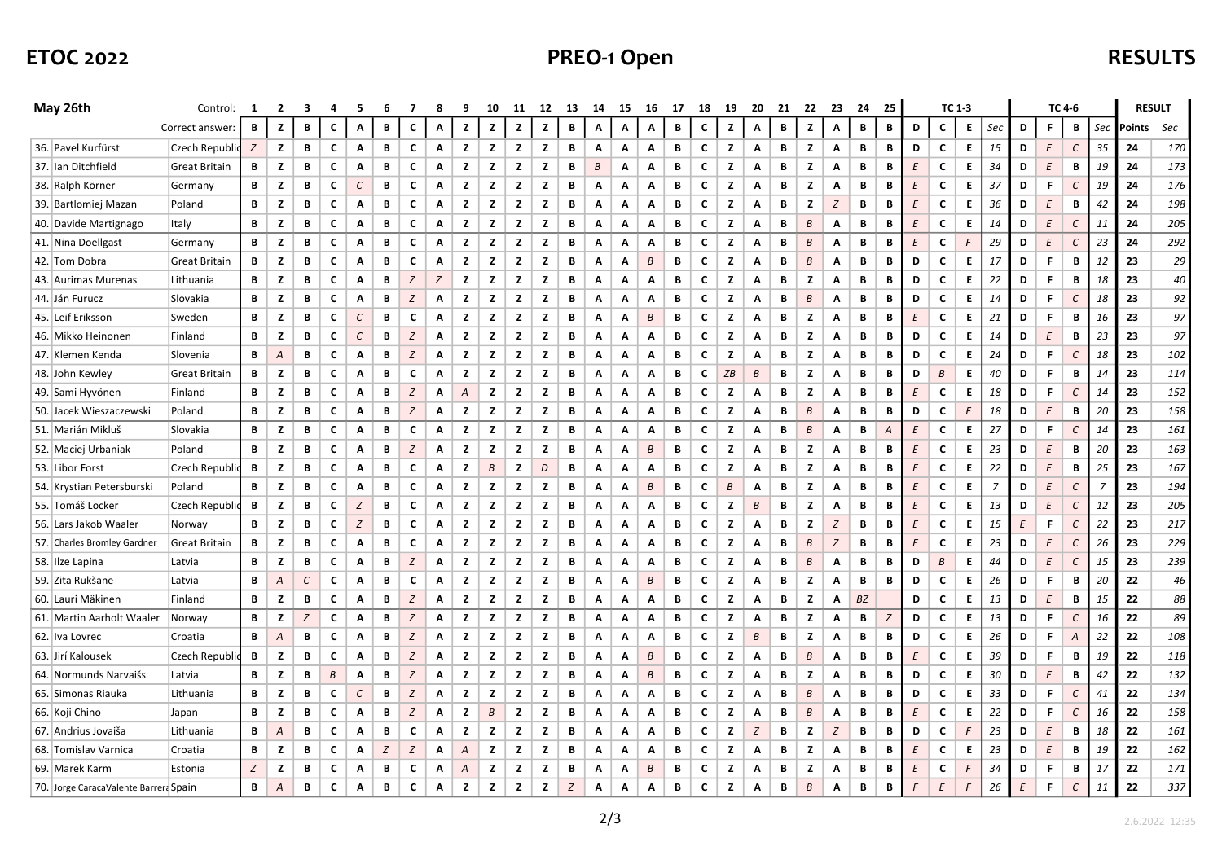**ETOC 2022** | **PREO-1 Open** | **RESULTS**

| May 26th | Control: | 1 | 2 | 3 | 4 | 5 | 6 | 7 | 8 | 9 | 10 | 11 | 12 | 13 | 14 | 15 | 16 | 17 | 18 | 19 | 20 | 21 | 22 | 23 | 24 | 25 | TC 1-3 | | | | TC 4-6 | | | | RESULT | |
|---|---|---|---|---|---|---|---|---|---|---|---|---|---|---|---|---|---|---|---|---|---|---|---|---|---|---|---|---|---|---|---|---|---|---|---|---|
| | Correct answer: | B | Z | B | C | A | B | C | A | Z | Z | Z | Z | B | A | A | A | B | C | Z | A | B | Z | A | B | B | D | C | E | Sec | D | F | B | Sec | Points | Sec |
| 36. Pavel Kurfürst | Czech Republic | Z | Z | B | C | A | B | C | A | Z | Z | Z | Z | B | A | A | A | B | C | Z | A | B | Z | A | B | B | D | C | E | 15 | D | E | C | 35 | 24 | 170 |
| 37. Ian Ditchfield | Great Britain | B | Z | B | C | A | B | C | A | Z | Z | Z | Z | B | B | A | A | B | C | Z | A | B | Z | A | B | B | E | C | E | 34 | D | E | B | 19 | 24 | 173 |
| 38. Ralph Körner | Germany | B | Z | B | C | C | B | C | A | Z | Z | Z | Z | B | A | A | A | B | C | Z | A | B | Z | A | B | B | E | C | E | 37 | D | F | C | 19 | 24 | 176 |
| 39. Bartlomiej Mazan | Poland | B | Z | B | C | A | B | C | A | Z | Z | Z | Z | B | A | A | A | B | C | Z | A | B | Z | Z | B | B | E | C | E | 36 | D | E | B | 42 | 24 | 198 |
| 40. Davide Martignago | Italy | B | Z | B | C | A | B | C | A | Z | Z | Z | Z | B | A | A | A | B | C | Z | A | B | B | A | B | B | E | C | E | 14 | D | E | C | 11 | 24 | 205 |
| 41. Nina Doellgast | Germany | B | Z | B | C | A | B | C | A | Z | Z | Z | Z | B | A | A | A | B | C | Z | A | B | B | A | B | B | E | C | F | 29 | D | E | C | 23 | 24 | 292 |
| 42. Tom Dobra | Great Britain | B | Z | B | C | A | B | C | A | Z | Z | Z | Z | B | A | A | B | B | C | Z | A | B | B | A | B | B | D | C | E | 17 | D | F | B | 12 | 23 | 29 |
| 43. Aurimas Murenas | Lithuania | B | Z | B | C | A | B | Z | Z | Z | Z | Z | Z | B | A | A | A | B | C | Z | A | B | Z | A | B | B | D | C | E | 22 | D | F | B | 18 | 23 | 40 |
| 44. Ján Furucz | Slovakia | B | Z | B | C | A | B | Z | A | Z | Z | Z | Z | B | A | A | A | B | C | Z | A | B | B | A | B | B | D | C | E | 14 | D | F | C | 18 | 23 | 92 |
| 45. Leif Eriksson | Sweden | B | Z | B | C | C | B | C | A | Z | Z | Z | Z | B | A | A | B | B | C | Z | A | B | Z | A | B | B | E | C | E | 21 | D | F | B | 16 | 23 | 97 |
| 46. Mikko Heinonen | Finland | B | Z | B | C | C | B | Z | A | Z | Z | Z | Z | B | A | A | A | B | C | Z | A | B | Z | A | B | B | D | C | E | 14 | D | E | B | 23 | 23 | 97 |
| 47. Klemen Kenda | Slovenia | B | A | B | C | A | B | Z | A | Z | Z | Z | Z | B | A | A | A | B | C | Z | A | B | Z | A | B | B | D | C | E | 24 | D | F | C | 18 | 23 | 102 |
| 48. John Kewley | Great Britain | B | Z | B | C | A | B | C | A | Z | Z | Z | Z | B | A | A | A | B | C | ZB | B | B | Z | A | B | B | D | B | E | 40 | D | F | B | 14 | 23 | 114 |
| 49. Sami Hyvönen | Finland | B | Z | B | C | A | B | Z | A | A | Z | Z | Z | B | A | A | A | B | C | Z | A | B | Z | A | B | B | E | C | E | 18 | D | F | C | 14 | 23 | 152 |
| 50. Jacek Wieszaczewski | Poland | B | Z | B | C | A | B | Z | A | Z | Z | Z | Z | B | A | A | A | B | C | Z | A | B | B | A | B | B | D | C | F | 18 | D | E | B | 20 | 23 | 158 |
| 51. Marián Mikluš | Slovakia | B | Z | B | C | A | B | C | A | Z | Z | Z | Z | B | A | A | A | B | C | Z | A | B | B | A | B | A | E | C | E | 27 | D | F | C | 14 | 23 | 161 |
| 52. Maciej Urbaniak | Poland | B | Z | B | C | A | B | Z | A | Z | Z | Z | Z | B | A | A | B | B | C | Z | A | B | Z | A | B | B | E | C | E | 23 | D | E | B | 20 | 23 | 163 |
| 53. Libor Forst | Czech Republic | B | Z | B | C | A | B | C | A | Z | B | Z | D | B | A | A | A | B | C | Z | A | B | Z | A | B | B | E | C | E | 22 | D | E | B | 25 | 23 | 167 |
| 54. Krystian Petersburski | Poland | B | Z | B | C | A | B | C | A | Z | Z | Z | Z | B | A | A | B | B | C | B | A | B | Z | A | B | B | E | C | E | 7 | D | E | C | 7 | 23 | 194 |
| 55. Tomáš Locker | Czech Republic | B | Z | B | C | Z | B | C | A | Z | Z | Z | Z | B | A | A | A | B | C | Z | B | B | Z | A | B | B | E | C | E | 13 | D | E | C | 12 | 23 | 205 |
| 56. Lars Jakob Waaler | Norway | B | Z | B | C | Z | B | C | A | Z | Z | Z | Z | B | A | A | A | B | C | Z | A | B | Z | Z | B | B | E | C | E | 15 | E | F | C | 22 | 23 | 217 |
| 57. Charles Bromley Gardner | Great Britain | B | Z | B | C | A | B | C | A | Z | Z | Z | Z | B | A | A | A | B | C | Z | A | B | B | Z | B | B | E | C | E | 23 | D | E | C | 26 | 23 | 229 |
| 58. Ilze Lapina | Latvia | B | Z | B | C | A | B | Z | A | Z | Z | Z | Z | B | A | A | A | B | C | Z | A | B | B | A | B | B | D | B | E | 44 | D | E | C | 15 | 23 | 239 |
| 59. Zita Rukšane | Latvia | B | A | C | C | A | B | C | A | Z | Z | Z | Z | B | A | A | B | B | C | Z | A | B | Z | A | B | B | D | C | E | 26 | D | F | B | 20 | 22 | 46 |
| 60. Lauri Mäkinen | Finland | B | Z | B | C | A | B | Z | A | Z | Z | Z | Z | B | A | A | A | B | C | Z | A | B | Z | A | BZ | | D | C | E | 13 | D | E | B | 15 | 22 | 88 |
| 61. Martin Aarholt Waaler | Norway | B | Z | Z | C | A | B | Z | A | Z | Z | Z | Z | B | A | A | A | B | C | Z | A | B | Z | A | B | Z | D | C | E | 13 | D | F | C | 16 | 22 | 89 |
| 62. Iva Lovrec | Croatia | B | A | B | C | A | B | Z | A | Z | Z | Z | Z | B | A | A | A | B | C | Z | B | B | Z | A | B | B | D | C | E | 26 | D | F | A | 22 | 22 | 108 |
| 63. Jirí Kalousek | Czech Republic | B | Z | B | C | A | B | Z | A | Z | Z | Z | Z | B | A | A | B | B | C | Z | A | B | B | A | B | B | E | C | E | 39 | D | F | B | 19 | 22 | 118 |
| 64. Normunds Narvaišs | Latvia | B | Z | B | B | A | B | Z | A | Z | Z | Z | Z | B | A | A | B | B | C | Z | A | B | Z | A | B | B | D | C | E | 30 | D | E | B | 42 | 22 | 132 |
| 65. Simonas Riauka | Lithuania | B | Z | B | C | C | B | Z | A | Z | Z | Z | Z | B | A | A | A | B | C | Z | A | B | B | A | B | B | D | C | E | 33 | D | F | C | 41 | 22 | 134 |
| 66. Koji Chino | Japan | B | Z | B | C | A | B | Z | A | B | Z | Z | Z | B | A | A | A | B | C | Z | A | B | B | A | B | B | E | C | E | 22 | D | F | C | 16 | 22 | 158 |
| 67. Andrius Jovaiša | Lithuania | B | A | B | C | A | B | C | A | Z | Z | Z | Z | B | A | A | A | B | C | Z | Z | B | Z | Z | B | B | D | C | F | 23 | D | E | B | 18 | 22 | 161 |
| 68. Tomislav Varnica | Croatia | B | Z | B | C | A | Z | Z | A | A | Z | Z | Z | B | A | A | A | B | C | Z | A | B | Z | A | B | B | E | C | E | 23 | D | E | B | 19 | 22 | 162 |
| 69. Marek Karm | Estonia | Z | Z | B | C | A | B | C | A | A | Z | Z | Z | B | A | A | B | B | C | Z | A | B | Z | A | B | B | E | C | F | 34 | D | F | B | 17 | 22 | 171 |
| 70. Jorge CaracaValente Barrera | Spain | B | A | B | C | A | B | C | A | Z | Z | Z | Z | Z | A | A | A | B | C | Z | A | B | B | A | B | B | F | E | F | 26 | E | F | C | 11 | 22 | 337 |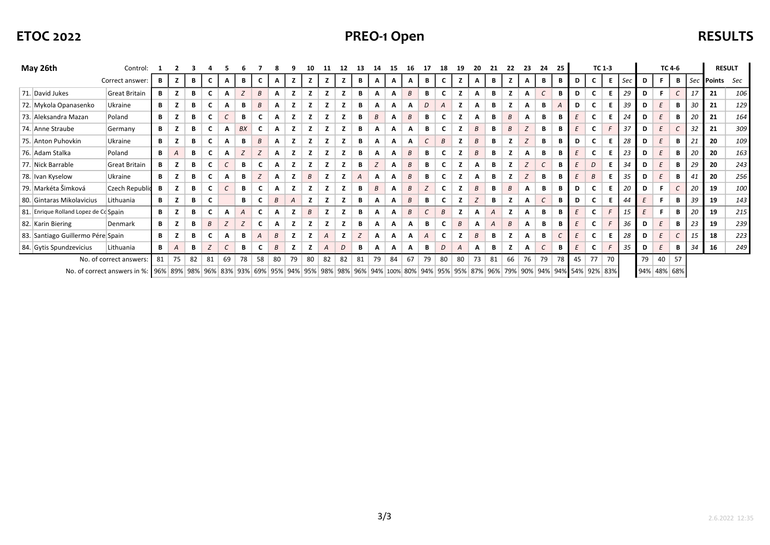# ETOC 2022

## PREO-1 Open

## RESULTS

| May 26th | Control: | 1 | 2 | 3 | 4 | 5 | 6 | 7 | 8 | 9 | 10 | 11 | 12 | 13 | 14 | 15 | 16 | 17 | 18 | 19 | 20 | 21 | 22 | 23 | 24 | 25 | TC 1-3 | | | | TC 4-6 | | | | RESULT | |
|---|---|---|---|---|---|---|---|---|---|---|---|---|---|---|---|---|---|---|---|---|---|---|---|---|---|---|---|---|---|---|---|---|---|---|---|---|
| | Correct answer: | B | Z | B | C | A | B | C | A | Z | Z | Z | Z | B | A | A | A | B | C | Z | A | B | Z | A | B | B | D | C | E | Sec | D | F | B | Sec | Points | Sec |
| 71. David Jukes | Great Britain | B | Z | B | C | A | Z | B | A | Z | Z | Z | Z | B | A | A | B | B | C | Z | A | B | Z | A | C | B | D | C | E | 29 | D | F | C | 17 | 21 | 106 |
| 72. Mykola Opanasenko | Ukraine | B | Z | B | C | A | B | B | A | Z | Z | Z | Z | B | A | A | A | D | A | Z | A | B | Z | A | B | A | D | C | E | 39 | D | E | B | 30 | 21 | 129 |
| 73. Aleksandra Mazan | Poland | B | Z | B | C | C | B | C | A | Z | Z | Z | Z | B | B | A | B | B | C | Z | A | B | B | A | B | B | E | C | E | 24 | D | E | B | 20 | 21 | 164 |
| 74. Anne Straube | Germany | B | Z | B | C | A | BX | C | A | Z | Z | Z | Z | B | A | A | A | B | C | Z | B | B | B | Z | B | B | E | C | F | 37 | D | E | C | 32 | 21 | 309 |
| 75. Anton Puhovkin | Ukraine | B | Z | B | C | A | B | B | A | Z | Z | Z | Z | B | A | A | A | C | B | Z | B | B | Z | Z | B | B | D | C | E | 28 | D | E | B | 21 | 20 | 109 |
| 76. Adam Stalka | Poland | B | A | B | C | A | Z | Z | A | Z | Z | Z | Z | B | A | A | B | B | C | Z | B | B | Z | A | B | B | E | C | E | 23 | D | E | B | 20 | 20 | 163 |
| 77. Nick Barrable | Great Britain | B | Z | B | C | C | B | C | A | Z | Z | Z | Z | B | Z | A | B | B | C | Z | A | B | Z | Z | C | B | E | D | E | 34 | D | E | B | 29 | 20 | 243 |
| 78. Ivan Kyselow | Ukraine | B | Z | B | C | A | B | Z | A | Z | B | Z | Z | A | A | A | B | B | C | Z | A | B | Z | Z | B | B | E | B | E | 35 | D | E | B | 41 | 20 | 256 |
| 79. Markéta Šimková | Czech Republic | B | Z | B | C | C | B | C | A | Z | Z | Z | Z | B | B | A | B | Z | C | Z | B | B | B | A | B | B | D | C | E | 20 | D | F | C | 20 | 19 | 100 |
| 80. Gintaras Mikolavicius | Lithuania | B | Z | B | C | | B | C | B | A | Z | Z | Z | B | A | A | B | B | C | Z | Z | B | Z | A | C | B | D | C | E | 44 | E | F | B | 39 | 19 | 143 |
| 81. Enrique Rolland Lopez de Co | Spain | B | Z | B | C | A | A | C | A | Z | B | Z | Z | B | A | A | B | C | B | Z | A | A | Z | A | B | B | E | C | F | 15 | E | F | B | 20 | 19 | 215 |
| 82. Karin Biering | Denmark | B | Z | B | B | Z | Z | C | A | Z | Z | Z | Z | B | A | A | A | B | C | B | A | A | B | A | B | B | E | C | F | 36 | D | E | B | 23 | 19 | 239 |
| 83. Santiago Guillermo Pére | Spain | B | Z | B | C | A | B | A | B | Z | Z | A | Z | Z | A | A | A | A | C | Z | B | B | Z | A | B | C | E | C | E | 28 | D | E | C | 15 | 18 | 223 |
| 84. Gytis Spundzevicius | Lithuania | B | A | B | Z | C | B | C | B | Z | Z | A | D | B | A | A | A | B | D | A | A | B | Z | A | C | B | E | C | F | 35 | D | E | B | 34 | 16 | 249 |
| | No. of correct answers: | 81 | 75 | 82 | 81 | 69 | 78 | 58 | 80 | 79 | 80 | 82 | 82 | 81 | 79 | 84 | 67 | 79 | 80 | 80 | 73 | 81 | 66 | 76 | 79 | 78 | 45 | 77 | 70 | | 79 | 40 | 57 | | | |
| | No. of correct answers in %: | 96% | 89% | 98% | 96% | 83% | 93% | 69% | 95% | 94% | 95% | 98% | 98% | 96% | 94% | 100% | 80% | 94% | 95% | 95% | 87% | 96% | 79% | 90% | 94% | 94% | 54% | 92% | 83% | | 94% | 48% | 68% | | | |

2.6.2022 12:35